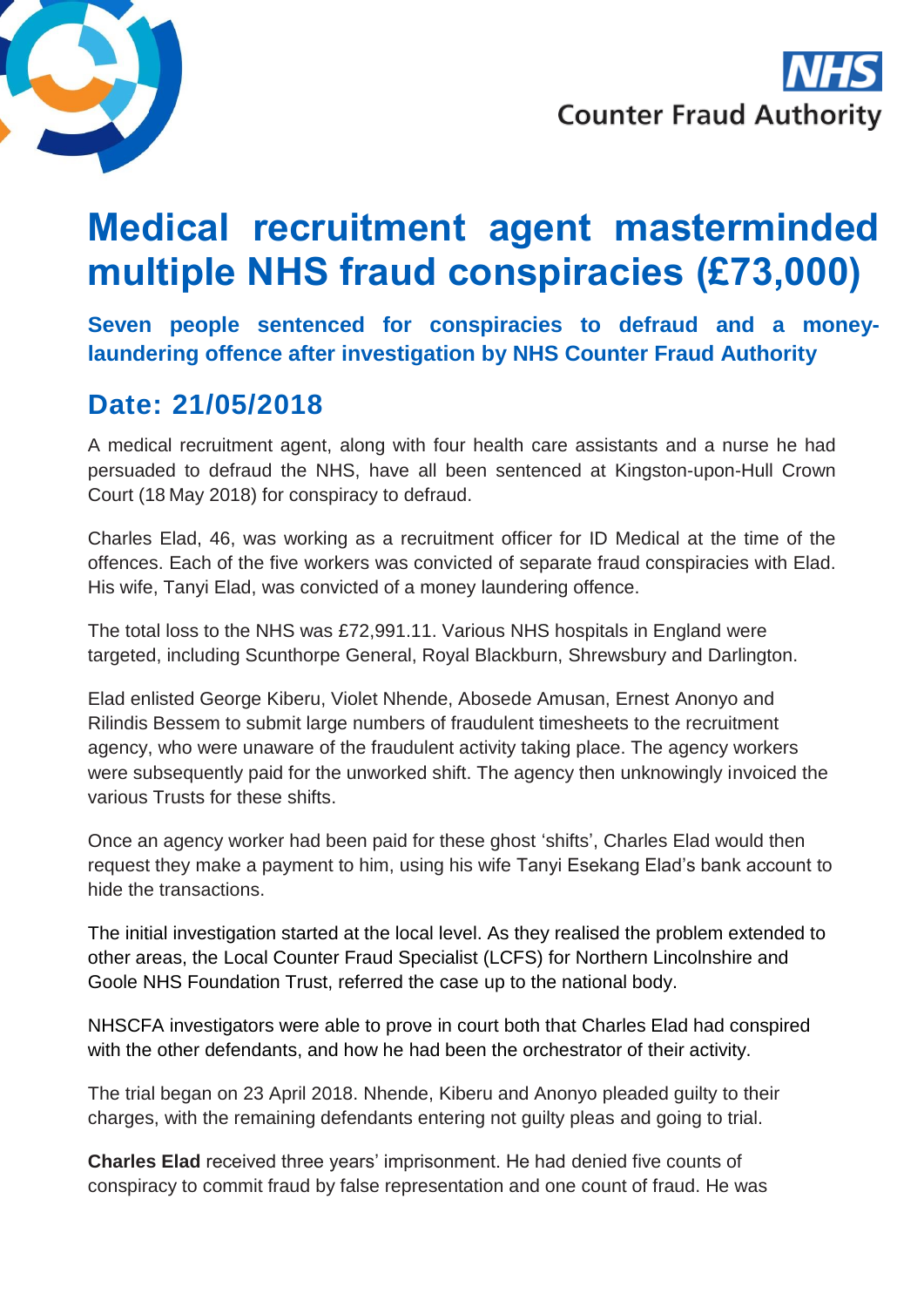NHS Counter Fraud Authority

# Medical recruitment agent masterminded multiple NHS fraud conspiracies (£73,000)

## Seven people sentenced for conspiracies to defraud and a money-laundering offence after investigation by NHS Counter Fraud Authority

## Date: 21/05/2018

A medical recruitment agent, along with four health care assistants and a nurse he had persuaded to defraud the NHS, have all been sentenced at Kingston-upon-Hull Crown Court (18 May 2018) for conspiracy to defraud.

Charles Elad, 46, was working as a recruitment officer for ID Medical at the time of the offences. Each of the five workers was convicted of separate fraud conspiracies with Elad. His wife, Tanyi Elad, was convicted of a money laundering offence.

The total loss to the NHS was £72,991.11. Various NHS hospitals in England were targeted, including Scunthorpe General, Royal Blackburn, Shrewsbury and Darlington.

Elad enlisted George Kiberu, Violet Nhende, Abosede Amusan, Ernest Anonyo and Rilindis Bessem to submit large numbers of fraudulent timesheets to the recruitment agency, who were unaware of the fraudulent activity taking place. The agency workers were subsequently paid for the unworked shift. The agency then unknowingly invoiced the various Trusts for these shifts.

Once an agency worker had been paid for these ghost 'shifts', Charles Elad would then request they make a payment to him, using his wife Tanyi Esekang Elad's bank account to hide the transactions.

The initial investigation started at the local level. As they realised the problem extended to other areas, the Local Counter Fraud Specialist (LCFS) for Northern Lincolnshire and Goole NHS Foundation Trust, referred the case up to the national body.

NHSCFA investigators were able to prove in court both that Charles Elad had conspired with the other defendants, and how he had been the orchestrator of their activity.

The trial began on 23 April 2018. Nhende, Kiberu and Anonyo pleaded guilty to their charges, with the remaining defendants entering not guilty pleas and going to trial.

**Charles Elad** received three years' imprisonment. He had denied five counts of conspiracy to commit fraud by false representation and one count of fraud. He was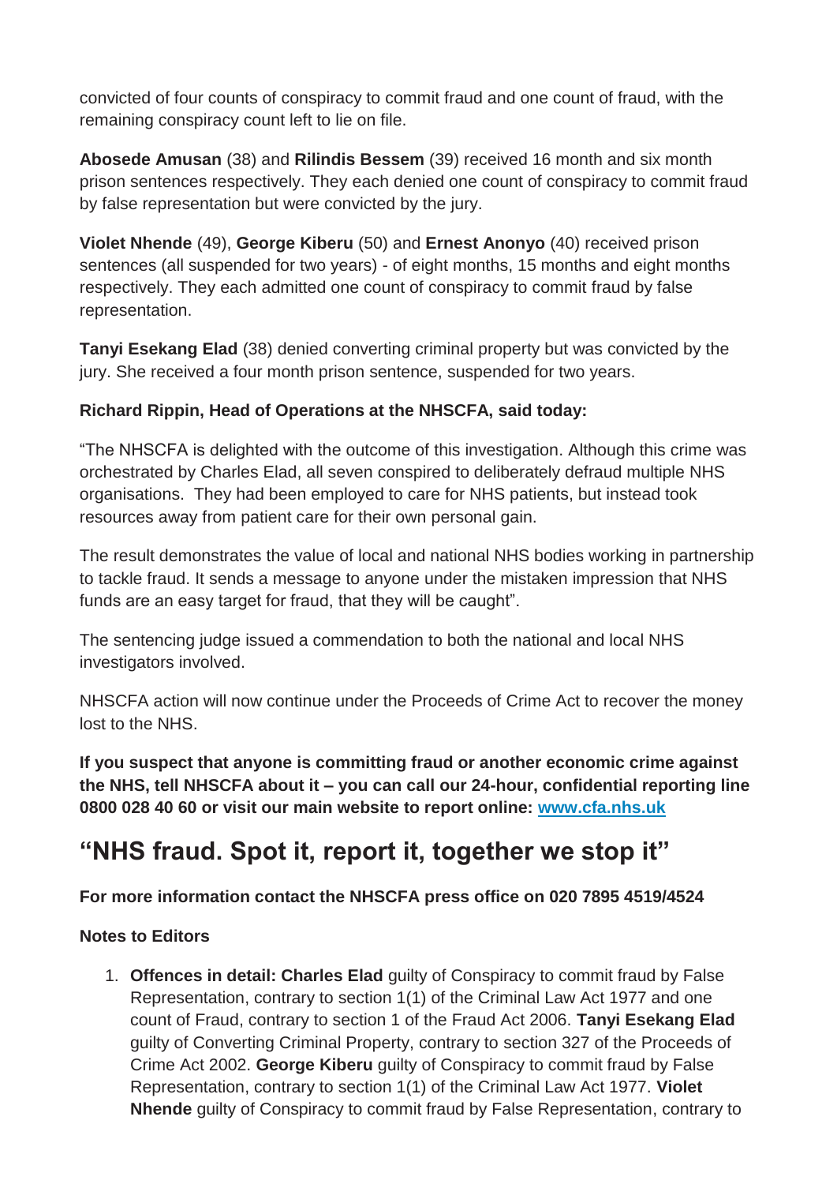convicted of four counts of conspiracy to commit fraud and one count of fraud, with the remaining conspiracy count left to lie on file.

**Abosede Amusan** (38) and **Rilindis Bessem** (39) received 16 month and six month prison sentences respectively. They each denied one count of conspiracy to commit fraud by false representation but were convicted by the jury.

**Violet Nhende** (49), **George Kiberu** (50) and **Ernest Anonyo** (40) received prison sentences (all suspended for two years) - of eight months, 15 months and eight months respectively. They each admitted one count of conspiracy to commit fraud by false representation.

**Tanyi Esekang Elad** (38) denied converting criminal property but was convicted by the jury. She received a four month prison sentence, suspended for two years.

**Richard Rippin, Head of Operations at the NHSCFA, said today:**

"The NHSCFA is delighted with the outcome of this investigation. Although this crime was orchestrated by Charles Elad, all seven conspired to deliberately defraud multiple NHS organisations. They had been employed to care for NHS patients, but instead took resources away from patient care for their own personal gain.

The result demonstrates the value of local and national NHS bodies working in partnership to tackle fraud. It sends a message to anyone under the mistaken impression that NHS funds are an easy target for fraud, that they will be caught".

The sentencing judge issued a commendation to both the national and local NHS investigators involved.

NHSCFA action will now continue under the Proceeds of Crime Act to recover the money lost to the NHS.

**If you suspect that anyone is committing fraud or another economic crime against the NHS, tell NHSCFA about it – you can call our 24-hour, confidential reporting line 0800 028 40 60 or visit our main website to report online: [www.cfa.nhs.uk](http://www.cfa.nhs.uk)**

## "NHS fraud. Spot it, report it, together we stop it"

**For more information contact the NHSCFA press office on 020 7895 4519/4524**

**Notes to Editors**

1. **Offences in detail: Charles Elad** guilty of Conspiracy to commit fraud by False Representation, contrary to section 1(1) of the Criminal Law Act 1977 and one count of Fraud, contrary to section 1 of the Fraud Act 2006. **Tanyi Esekang Elad** guilty of Converting Criminal Property, contrary to section 327 of the Proceeds of Crime Act 2002. **George Kiberu** guilty of Conspiracy to commit fraud by False Representation, contrary to section 1(1) of the Criminal Law Act 1977. **Violet Nhende** guilty of Conspiracy to commit fraud by False Representation, contrary to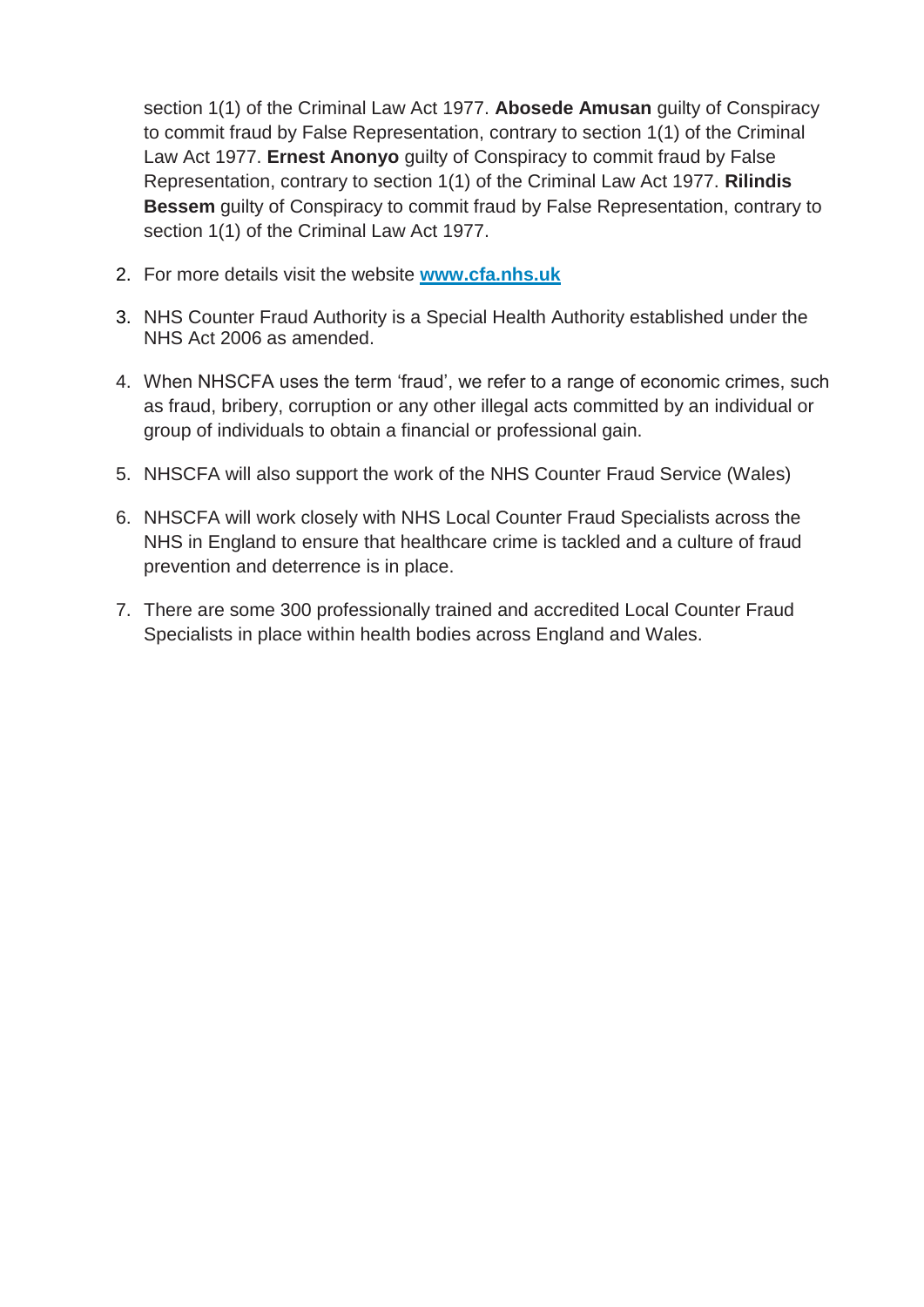section 1(1) of the Criminal Law Act 1977. **Abosede Amusan** guilty of Conspiracy to commit fraud by False Representation, contrary to section 1(1) of the Criminal Law Act 1977. **Ernest Anonyo** guilty of Conspiracy to commit fraud by False Representation, contrary to section 1(1) of the Criminal Law Act 1977. **Rilindis Bessem** guilty of Conspiracy to commit fraud by False Representation, contrary to section 1(1) of the Criminal Law Act 1977.

2. For more details visit the website **www.cfa.nhs.uk**
3. NHS Counter Fraud Authority is a Special Health Authority established under the NHS Act 2006 as amended.
4. When NHSCFA uses the term 'fraud', we refer to a range of economic crimes, such as fraud, bribery, corruption or any other illegal acts committed by an individual or group of individuals to obtain a financial or professional gain.
5. NHSCFA will also support the work of the NHS Counter Fraud Service (Wales)
6. NHSCFA will work closely with NHS Local Counter Fraud Specialists across the NHS in England to ensure that healthcare crime is tackled and a culture of fraud prevention and deterrence is in place.
7. There are some 300 professionally trained and accredited Local Counter Fraud Specialists in place within health bodies across England and Wales.